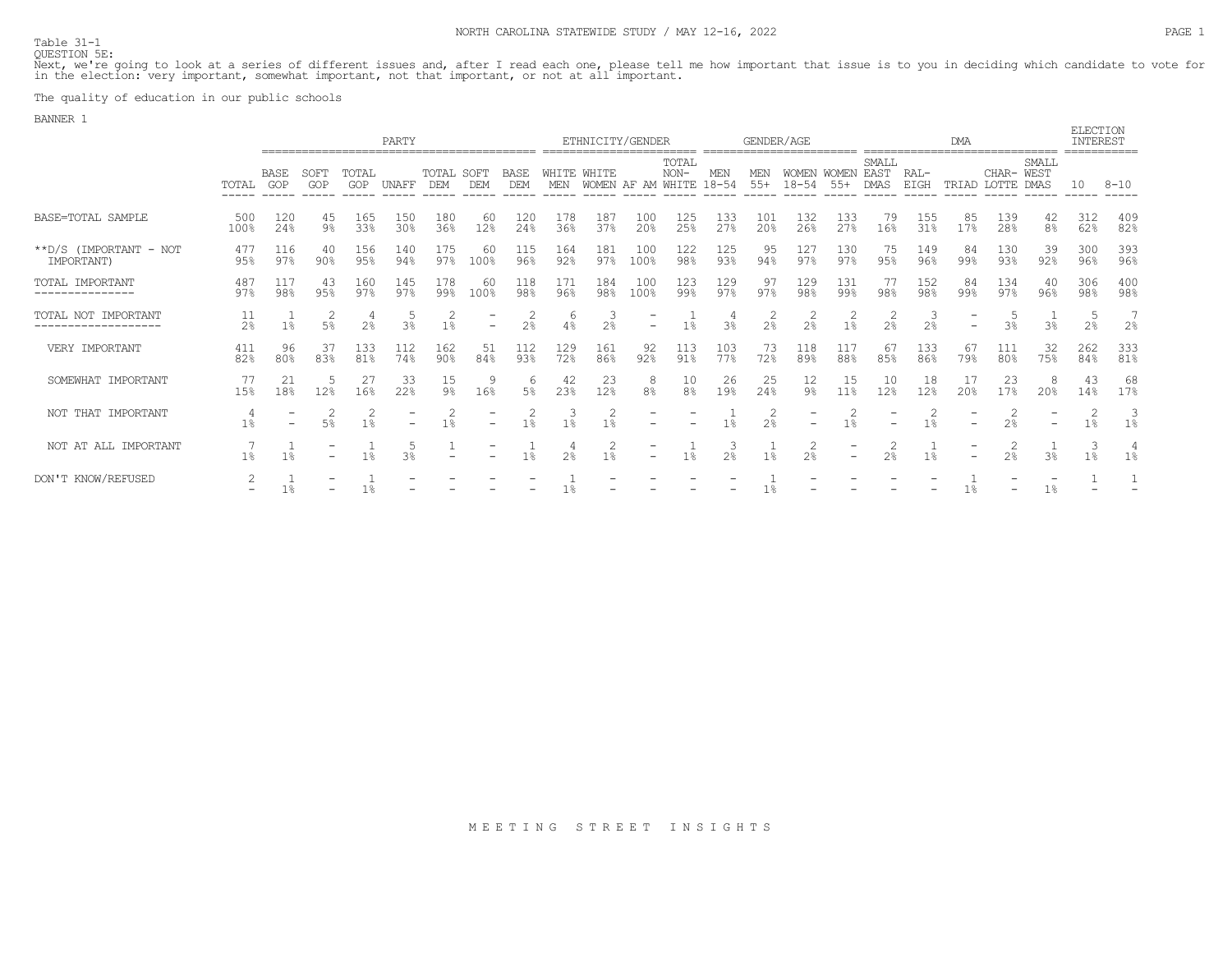Table 31-1
QUESTION 5E:
Next, we're going to look at a series of different issues and, after I read each one, please tell me how important that issue is to you in deciding which candidate to vote for in the election: very important, somewhat important, not that important, or not at all important.

The quality of education in our public schools

BANNER 1

| | | PARTY | | | | | | | ETHNICITY/GENDER | | | | GENDER/AGE | | | | DMA | | | | | ELECTION INTEREST | |
|---|---|---|---|---|---|---|---|---|---|---|---|---|---|---|---|---|---|---|---|---|---|---|---|
| | TOTAL | BASE GOP | SOFT GOP | TOTAL GOP | UNAFF | TOTAL DEM | SOFT DEM | BASE DEM | WHITE MEN | WHITE WOMEN | AF AM | TOTAL NON-WHITE | MEN 18-54 | MEN 55+ | WOMEN 18-54 | WOMEN 55+ | SMALL EAST DMAS | RAL-EIGH | TRIAD | CHAR-LOTTE | SMALL WEST DMAS | 10 | 8-10 |
| BASE=TOTAL SAMPLE | 500<br>100% | 120<br>24% | 45<br>9% | 165<br>33% | 150<br>30% | 180<br>36% | 60<br>12% | 120<br>24% | 178<br>36% | 187<br>37% | 100<br>20% | 125<br>25% | 133<br>27% | 101<br>20% | 132<br>26% | 133<br>27% | 79<br>16% | 155<br>31% | 85<br>17% | 139<br>28% | 42<br>8% | 312<br>62% | 409<br>82% |
| **D/S (IMPORTANT - NOT IMPORTANT) | 477<br>95% | 116<br>97% | 40<br>90% | 156<br>95% | 140<br>94% | 175<br>97% | 60<br>100% | 115<br>96% | 164<br>92% | 181<br>97% | 100<br>100% | 122<br>98% | 125<br>93% | 95<br>94% | 127<br>97% | 130<br>97% | 75<br>95% | 149<br>96% | 84<br>99% | 130<br>93% | 39<br>92% | 300<br>96% | 393<br>96% |
| TOTAL IMPORTANT | 487<br>97% | 117<br>98% | 43<br>95% | 160<br>97% | 145<br>97% | 178<br>99% | 60<br>100% | 118<br>98% | 171<br>96% | 184<br>98% | 100<br>100% | 123<br>99% | 129<br>97% | 97<br>97% | 129<br>98% | 131<br>99% | 77<br>98% | 152<br>98% | 84<br>99% | 134<br>97% | 40<br>96% | 306<br>98% | 400<br>98% |
| TOTAL NOT IMPORTANT | 11<br>2% | 1<br>1% | 2<br>5% | 4<br>2% | 5<br>3% | 2<br>1% | -<br>- | 2<br>2% | 6<br>4% | 3<br>2% | -<br>- | 1<br>1% | 4<br>3% | 2<br>2% | 2<br>2% | 2<br>1% | 2<br>2% | 3<br>2% | -<br>- | 5<br>3% | 1<br>3% | 5<br>2% | 7<br>2% |
| VERY IMPORTANT | 411<br>82% | 96<br>80% | 37<br>83% | 133<br>81% | 112<br>74% | 162<br>90% | 51<br>84% | 112<br>93% | 129<br>72% | 161<br>86% | 92<br>92% | 113<br>91% | 103<br>77% | 73<br>72% | 118<br>89% | 117<br>88% | 67<br>85% | 133<br>86% | 67<br>79% | 111<br>80% | 32<br>75% | 262<br>84% | 333<br>81% |
| SOMEWHAT IMPORTANT | 77<br>15% | 21<br>18% | 5<br>12% | 27<br>16% | 33<br>22% | 15<br>9% | 9<br>16% | 6<br>5% | 42<br>23% | 23<br>12% | 8<br>8% | 10<br>8% | 26<br>19% | 25<br>24% | 12<br>9% | 15<br>11% | 10<br>12% | 18<br>12% | 17<br>20% | 23<br>17% | 8<br>20% | 43<br>14% | 68<br>17% |
| NOT THAT IMPORTANT | 4<br>1% | -<br>- | 2<br>5% | 2<br>1% | -<br>- | 2<br>1% | -<br>- | 2<br>1% | 3<br>1% | 2<br>1% | -<br>- | -<br>- | 1<br>1% | 2<br>2% | -<br>- | 2<br>1% | -<br>- | 2<br>1% | -<br>- | 2<br>2% | -<br>- | 2<br>1% | 3<br>1% |
| NOT AT ALL IMPORTANT | 7<br>1% | 1<br>1% | -<br>- | 1<br>1% | 5<br>3% | 1<br>- | -<br>- | 1<br>1% | 4<br>2% | 2<br>1% | -<br>- | 1<br>1% | 3<br>2% | 1<br>1% | 2<br>2% | -<br>- | 2<br>2% | 1<br>1% | -<br>- | 2<br>2% | 1<br>3% | 3<br>1% | 4<br>1% |
| DON'T KNOW/REFUSED | 2<br>- | 1<br>1% | -<br>- | 1<br>1% | -<br>- | -<br>- | -<br>- | -<br>- | 1<br>1% | -<br>- | -<br>- | -<br>- | -<br>- | 1<br>1% | -<br>- | -<br>- | -<br>- | -<br>- | 1<br>1% | -<br>- | -<br>1% | 1<br>- | 1<br>- |

MEETING STREET INSIGHTS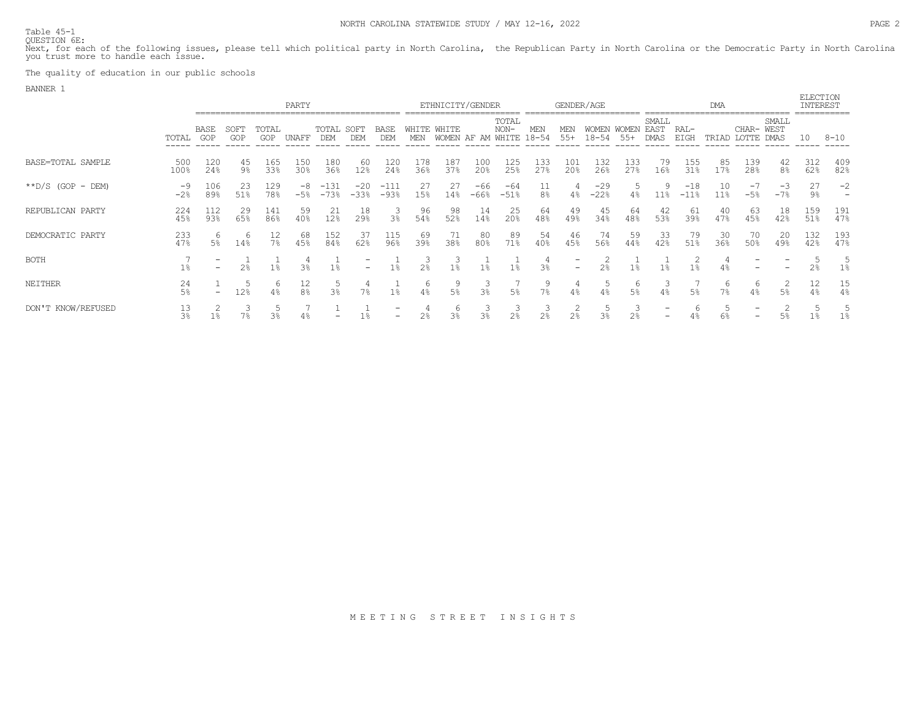Table 45-1
QUESTION 6E:
Next, for each of the following issues, please tell which political party in North Carolina, the Republican Party in North Carolina or the Democratic Party in North Carolina you trust more to handle each issue.

The quality of education in our public schools

BANNER 1

| | | PARTY | | | | | | | ETHNICITY/GENDER | | | | GENDER/AGE | | | | DMA | | | | | ELECTION INTEREST | |
|---|---|---|---|---|---|---|---|---|---|---|---|---|---|---|---|---|---|---|---|---|---|---|---|
| | TOTAL | BASE GOP | SOFT GOP | TOTAL GOP | UNAFF | TOTAL DEM | SOFT DEM | BASE DEM | WHITE MEN | WHITE WOMEN | AF AM | TOTAL NON-WHITE | MEN 18-54 | MEN 55+ | WOMEN 18-54 | WOMEN 55+ | SMALL EAST DMAS | RAL-EIGH | TRIAD | CHAR-LOTTE | SMALL WEST DMAS | 10 | 8-10 |
| BASE=TOTAL SAMPLE | 500<br>100% | 120<br>24% | 45<br>9% | 165<br>33% | 150<br>30% | 180<br>36% | 60<br>12% | 120<br>24% | 178<br>36% | 187<br>37% | 100<br>20% | 125<br>25% | 133<br>27% | 101<br>20% | 132<br>26% | 133<br>27% | 79<br>16% | 155<br>31% | 85<br>17% | 139<br>28% | 42<br>8% | 312<br>62% | 409<br>82% |
| **D/S (GOP - DEM) | -9<br>-2% | 106<br>89% | 23<br>51% | 129<br>78% | -8<br>-5% | -131<br>-73% | -20<br>-33% | -111<br>-93% | 27<br>15% | 27<br>14% | -66<br>-66% | -64<br>-51% | 11<br>8% | 4<br>4% | -29<br>-22% | 5<br>4% | 9<br>11% | -18<br>-11% | 10<br>11% | -7<br>-5% | -3<br>-7% | 27<br>9% | -2<br>- |
| REPUBLICAN PARTY | 224<br>45% | 112<br>93% | 29<br>65% | 141<br>86% | 59<br>40% | 21<br>12% | 18<br>29% | 3<br>3% | 96<br>54% | 98<br>52% | 14<br>14% | 25<br>20% | 64<br>48% | 49<br>49% | 45<br>34% | 64<br>48% | 42<br>53% | 61<br>39% | 40<br>47% | 63<br>45% | 18<br>42% | 159<br>51% | 191<br>47% |
| DEMOCRATIC PARTY | 233<br>47% | 6<br>5% | 6<br>14% | 12<br>7% | 68<br>45% | 152<br>84% | 37<br>62% | 115<br>96% | 69<br>39% | 71<br>38% | 80<br>80% | 89<br>71% | 54<br>40% | 46<br>45% | 74<br>56% | 59<br>44% | 33<br>42% | 79<br>51% | 30<br>36% | 70<br>50% | 20<br>49% | 132<br>42% | 193<br>47% |
| BOTH | 7<br>1% | -<br>- | 1<br>2% | 1<br>1% | 4<br>3% | 1<br>1% | -<br>- | 1<br>1% | 3<br>2% | 3<br>1% | 1<br>1% | 1<br>1% | 4<br>3% | -<br>- | 2<br>2% | 1<br>1% | 1<br>1% | 2<br>1% | 4<br>4% | -<br>- | -<br>- | 5<br>2% | 5<br>1% |
| NEITHER | 24<br>5% | 1<br>- | 5<br>12% | 6<br>4% | 12<br>8% | 5<br>3% | 4<br>7% | 1<br>1% | 6<br>4% | 9<br>5% | 3<br>3% | 7<br>5% | 9<br>7% | 4<br>4% | 5<br>4% | 6<br>5% | 3<br>4% | 7<br>5% | 6<br>7% | 6<br>4% | 2<br>5% | 12<br>4% | 15<br>4% |
| DON'T KNOW/REFUSED | 13<br>3% | 2<br>1% | 3<br>7% | 5<br>3% | 7<br>4% | 1<br>- | 1<br>1% | -<br>- | 4<br>2% | 6<br>3% | 3<br>3% | 3<br>2% | 3<br>2% | 2<br>2% | 5<br>3% | 3<br>2% | -<br>- | 6<br>4% | 5<br>6% | -<br>- | 2<br>5% | 5<br>1% | 5<br>1% |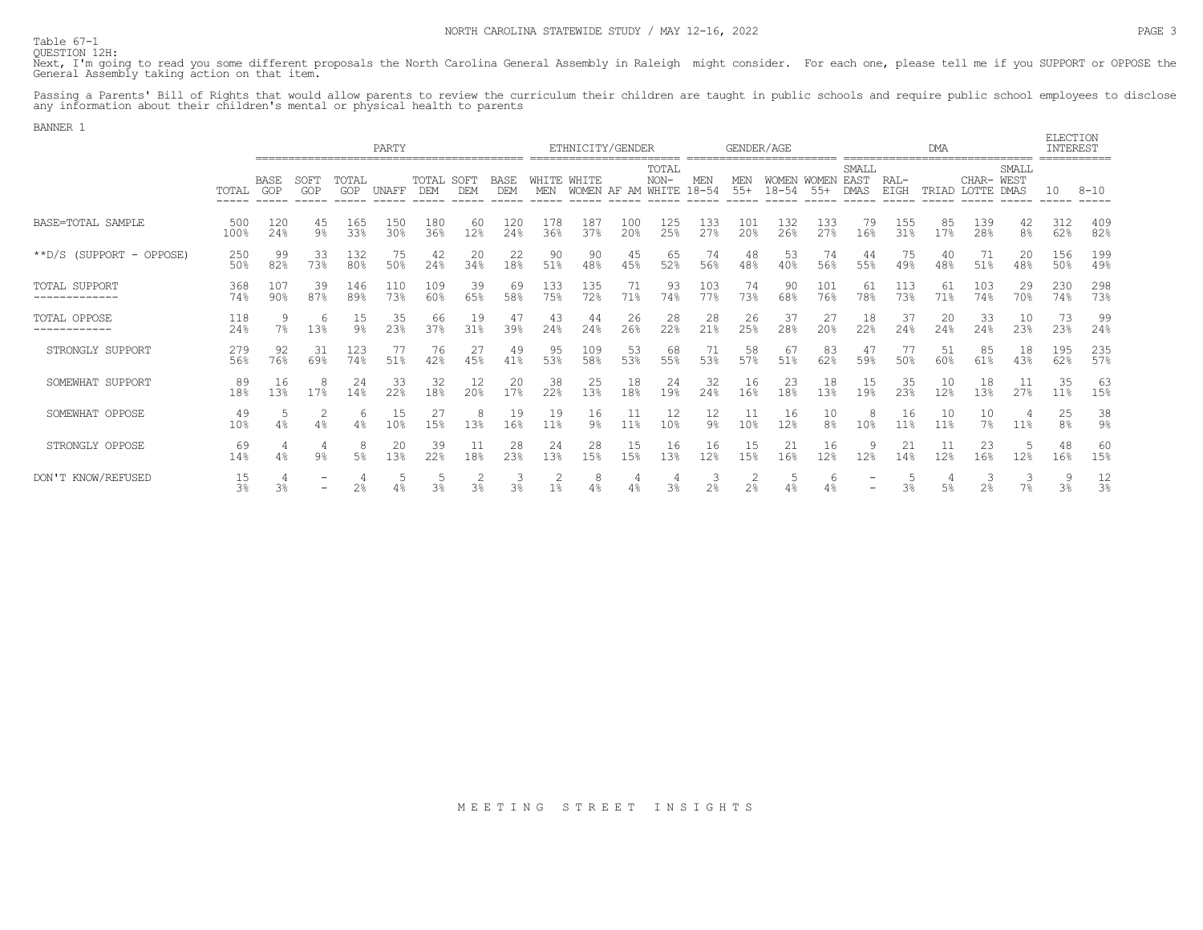Table 67-1
QUESTION 12H:
Next, I'm going to read you some different proposals the North Carolina General Assembly in Raleigh might consider. For each one, please tell me if you SUPPORT or OPPOSE the General Assembly taking action on that item.

Passing a Parents' Bill of Rights that would allow parents to review the curriculum their children are taught in public schools and require public school employees to disclose any information about their children's mental or physical health to parents

BANNER 1

| | | PARTY | | | | | | | ETHNICITY/GENDER | | | | GENDER/AGE | | | | DMA | | | | | ELECTION INTEREST | |
|---|---|---|---|---|---|---|---|---|---|---|---|---|---|---|---|---|---|---|---|---|---|---|---|
| | TOTAL | BASE GOP | SOFT GOP | TOTAL GOP | UNAFF | TOTAL DEM | SOFT DEM | BASE DEM | WHITE MEN | WHITE WOMEN | AF AM | TOTAL NON-WHITE | MEN 18-54 | MEN 55+ | WOMEN 18-54 | WOMEN 55+ | SMALL EAST DMAS | RAL-EIGH | TRIAD | CHAR-LOTTE | SMALL WEST DMAS | 10 | 8-10 |
| BASE=TOTAL SAMPLE | 500<br>100% | 120<br>24% | 45<br>9% | 165<br>33% | 150<br>30% | 180<br>36% | 60<br>12% | 120<br>24% | 178<br>36% | 187<br>37% | 100<br>20% | 125<br>25% | 133<br>27% | 101<br>20% | 132<br>26% | 133<br>27% | 79<br>16% | 155<br>31% | 85<br>17% | 139<br>28% | 42<br>8% | 312<br>62% | 409<br>82% |
| **D/S (SUPPORT - OPPOSE) | 250<br>50% | 99<br>82% | 33<br>73% | 132<br>80% | 75<br>50% | 42<br>24% | 20<br>34% | 22<br>18% | 90<br>51% | 90<br>48% | 45<br>45% | 65<br>52% | 74<br>56% | 48<br>48% | 53<br>40% | 74<br>56% | 44<br>55% | 75<br>49% | 40<br>48% | 71<br>51% | 20<br>48% | 156<br>50% | 199<br>49% |
| TOTAL SUPPORT | 368<br>74% | 107<br>90% | 39<br>87% | 146<br>89% | 110<br>73% | 109<br>60% | 39<br>65% | 69<br>58% | 133<br>75% | 135<br>72% | 71<br>71% | 93<br>74% | 103<br>77% | 74<br>73% | 90<br>68% | 101<br>76% | 61<br>78% | 113<br>73% | 61<br>71% | 103<br>74% | 29<br>70% | 230<br>74% | 298<br>73% |
| TOTAL OPPOSE | 118<br>24% | 9<br>7% | 6<br>13% | 15<br>9% | 35<br>23% | 66<br>37% | 19<br>31% | 47<br>39% | 43<br>24% | 44<br>24% | 26<br>26% | 28<br>22% | 28<br>21% | 26<br>25% | 37<br>28% | 27<br>20% | 18<br>22% | 37<br>24% | 20<br>24% | 33<br>24% | 10<br>23% | 73<br>23% | 99<br>24% |
| STRONGLY SUPPORT | 279<br>56% | 92<br>76% | 31<br>69% | 123<br>74% | 77<br>51% | 76<br>42% | 27<br>45% | 49<br>41% | 95<br>53% | 109<br>58% | 53<br>53% | 68<br>55% | 71<br>53% | 58<br>57% | 67<br>51% | 83<br>62% | 47<br>59% | 77<br>50% | 51<br>60% | 85<br>61% | 18<br>43% | 195<br>62% | 235<br>57% |
| SOMEWHAT SUPPORT | 89<br>18% | 16<br>13% | 8<br>17% | 24<br>14% | 33<br>22% | 32<br>18% | 12<br>20% | 20<br>17% | 38<br>22% | 25<br>13% | 18<br>18% | 24<br>19% | 32<br>24% | 16<br>16% | 23<br>18% | 18<br>13% | 15<br>19% | 35<br>23% | 10<br>12% | 18<br>13% | 11<br>27% | 35<br>11% | 63<br>15% |
| SOMEWHAT OPPOSE | 49<br>10% | 5<br>4% | 2<br>4% | 6<br>4% | 15<br>10% | 27<br>15% | 8<br>13% | 19<br>16% | 19<br>11% | 16<br>9% | 11<br>11% | 12<br>10% | 12<br>9% | 11<br>10% | 16<br>12% | 10<br>8% | 8<br>10% | 16<br>11% | 10<br>11% | 10<br>7% | 4<br>11% | 25<br>8% | 38<br>9% |
| STRONGLY OPPOSE | 69<br>14% | 4<br>4% | 4<br>9% | 8<br>5% | 20<br>13% | 39<br>22% | 11<br>18% | 28<br>23% | 24<br>13% | 28<br>15% | 15<br>15% | 16<br>13% | 16<br>12% | 15<br>15% | 21<br>16% | 16<br>12% | 9<br>12% | 21<br>14% | 11<br>12% | 23<br>16% | 5<br>12% | 48<br>16% | 60<br>15% |
| DON'T KNOW/REFUSED | 15<br>3% | 4<br>3% | -<br>- | 4<br>2% | 5<br>4% | 5<br>3% | 2<br>3% | 3<br>3% | 2<br>1% | 8<br>4% | 4<br>4% | 4<br>3% | 3<br>2% | 2<br>2% | 5<br>4% | 6<br>4% | -<br>- | 5<br>3% | 4<br>5% | 3<br>2% | 3<br>7% | 9<br>3% | 12<br>3% |